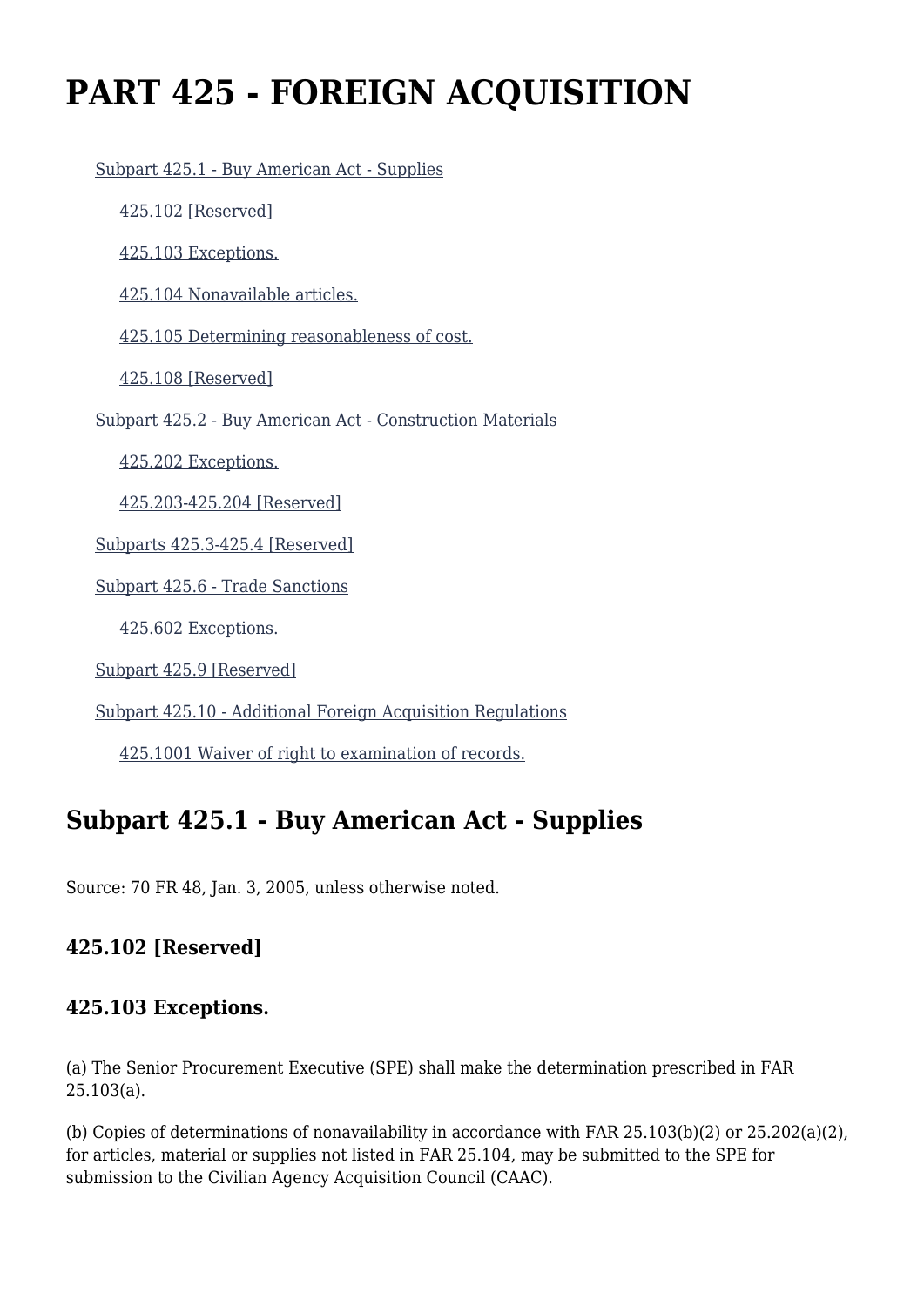# PART 425 - FOREIGN ACQUISITION

- Subpart 425.1 - Buy American Act - Supplies
  - 425.102 [Reserved]
  - 425.103 Exceptions.
  - 425.104 Nonavailable articles.
  - 425.105 Determining reasonableness of cost.
  - 425.108 [Reserved]
- Subpart 425.2 - Buy American Act - Construction Materials
  - 425.202 Exceptions.
  - 425.203-425.204 [Reserved]
- Subparts 425.3-425.4 [Reserved]
- Subpart 425.6 - Trade Sanctions
  - 425.602 Exceptions.
- Subpart 425.9 [Reserved]
- Subpart 425.10 - Additional Foreign Acquisition Regulations
  - 425.1001 Waiver of right to examination of records.

## Subpart 425.1 - Buy American Act - Supplies

Source: 70 FR 48, Jan. 3, 2005, unless otherwise noted.

### 425.102 [Reserved]

### 425.103 Exceptions.

(a) The Senior Procurement Executive (SPE) shall make the determination prescribed in FAR 25.103(a).

(b) Copies of determinations of nonavailability in accordance with FAR 25.103(b)(2) or 25.202(a)(2), for articles, material or supplies not listed in FAR 25.104, may be submitted to the SPE for submission to the Civilian Agency Acquisition Council (CAAC).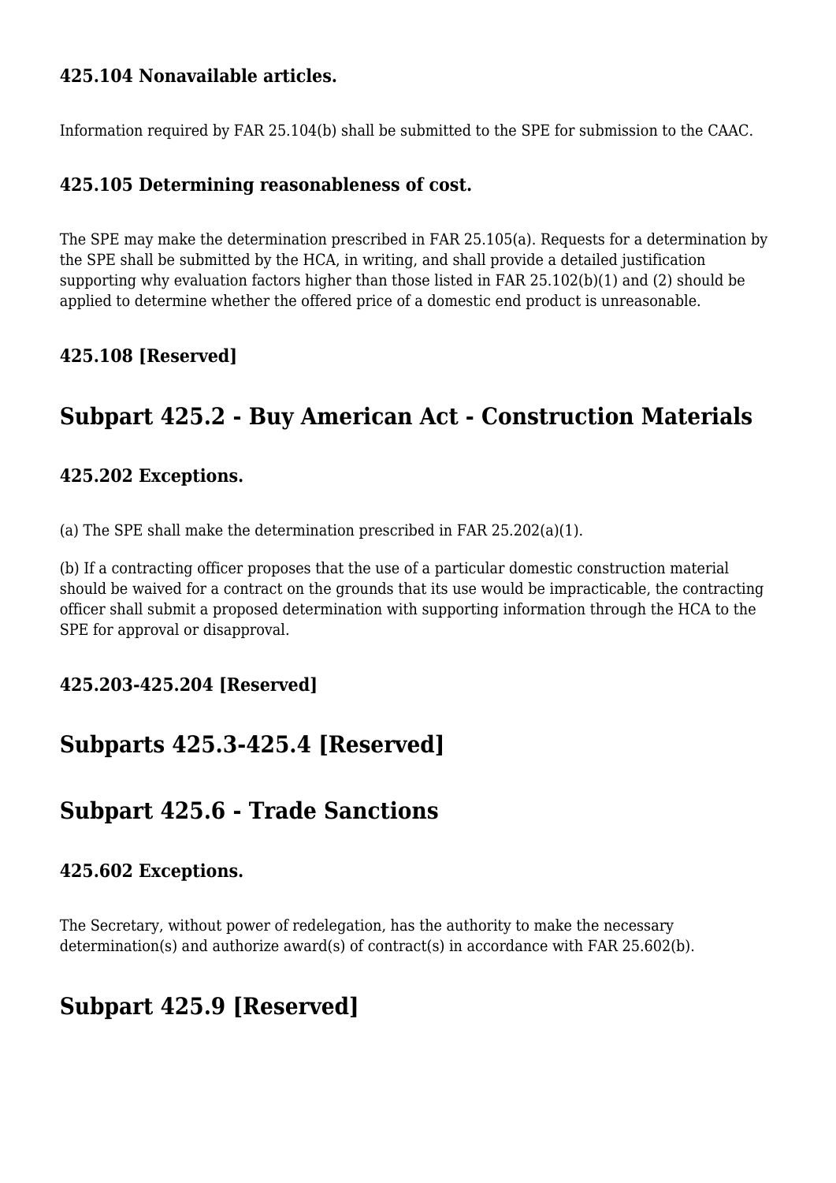### 425.104 Nonavailable articles.

Information required by FAR 25.104(b) shall be submitted to the SPE for submission to the CAAC.

### 425.105 Determining reasonableness of cost.

The SPE may make the determination prescribed in FAR 25.105(a). Requests for a determination by the SPE shall be submitted by the HCA, in writing, and shall provide a detailed justification supporting why evaluation factors higher than those listed in FAR 25.102(b)(1) and (2) should be applied to determine whether the offered price of a domestic end product is unreasonable.

### 425.108 [Reserved]

## Subpart 425.2 - Buy American Act - Construction Materials

### 425.202 Exceptions.

(a) The SPE shall make the determination prescribed in FAR 25.202(a)(1).

(b) If a contracting officer proposes that the use of a particular domestic construction material should be waived for a contract on the grounds that its use would be impracticable, the contracting officer shall submit a proposed determination with supporting information through the HCA to the SPE for approval or disapproval.

### 425.203-425.204 [Reserved]

## Subparts 425.3-425.4 [Reserved]

## Subpart 425.6 - Trade Sanctions

### 425.602 Exceptions.

The Secretary, without power of redelegation, has the authority to make the necessary determination(s) and authorize award(s) of contract(s) in accordance with FAR 25.602(b).

## Subpart 425.9 [Reserved]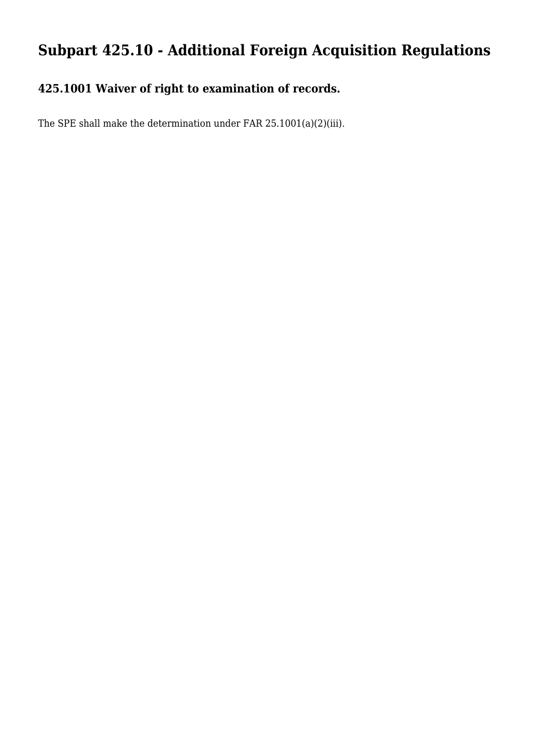## Subpart 425.10 - Additional Foreign Acquisition Regulations

### 425.1001 Waiver of right to examination of records.

The SPE shall make the determination under FAR 25.1001(a)(2)(iii).